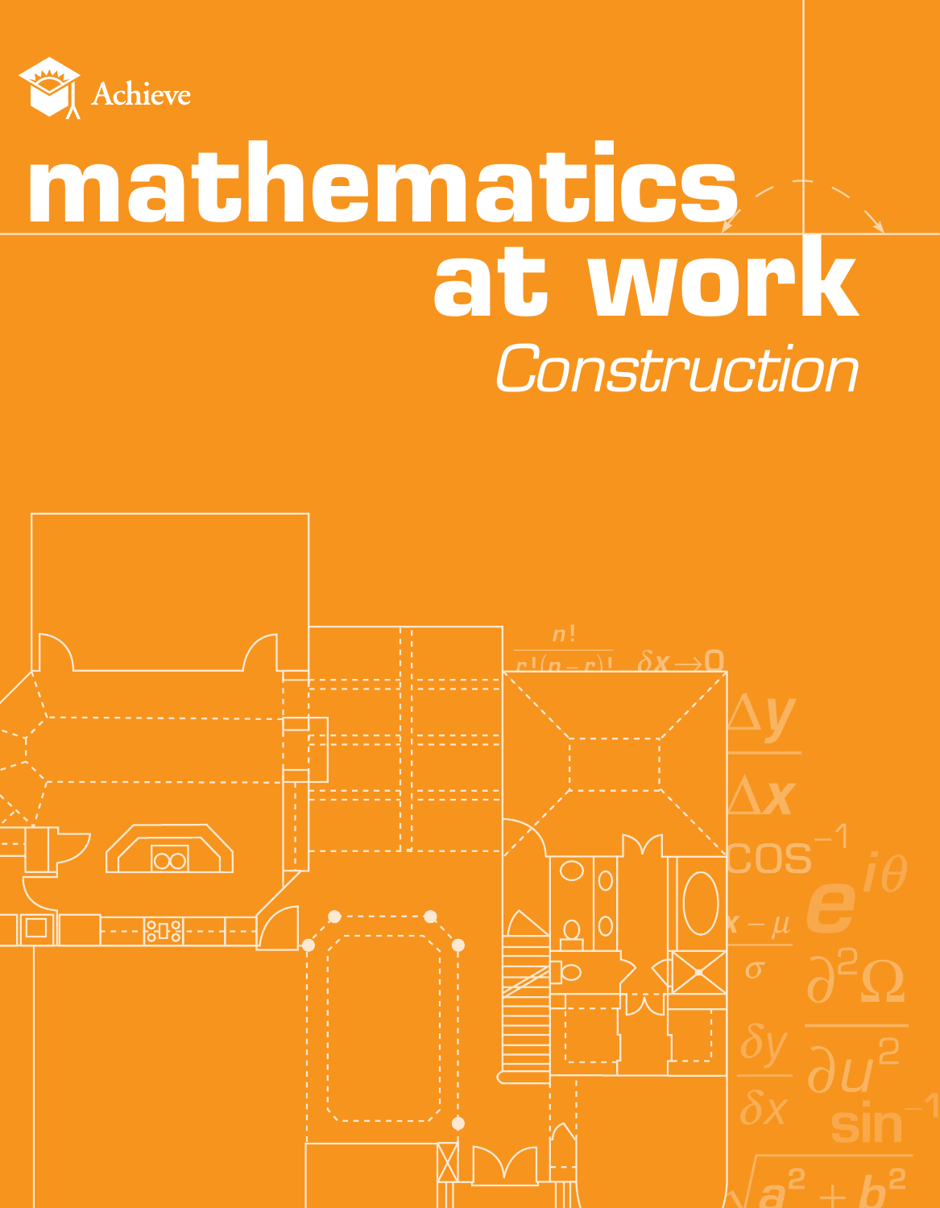Achieve

# mathematics at work

## Construction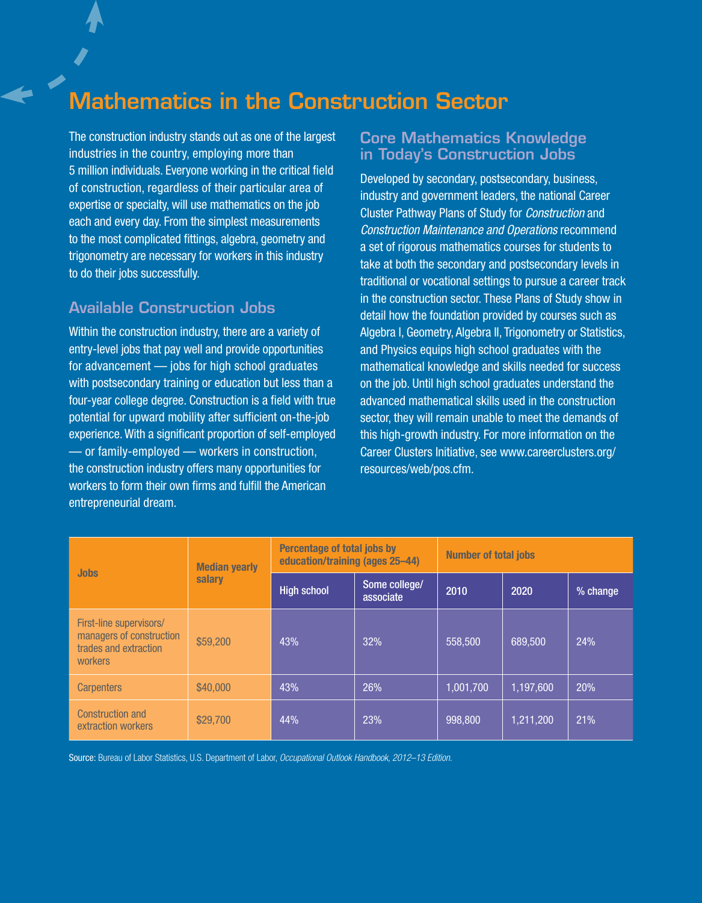# Mathematics in the Construction Sector

The construction industry stands out as one of the largest industries in the country, employing more than 5 million individuals. Everyone working in the critical field of construction, regardless of their particular area of expertise or specialty, will use mathematics on the job each and every day. From the simplest measurements to the most complicated fittings, algebra, geometry and trigonometry are necessary for workers in this industry to do their jobs successfully.

## Available Construction Jobs

Within the construction industry, there are a variety of entry-level jobs that pay well and provide opportunities for advancement — jobs for high school graduates with postsecondary training or education but less than a four-year college degree. Construction is a field with true potential for upward mobility after sufficient on-the-job experience. With a significant proportion of self-employed — or family-employed — workers in construction, the construction industry offers many opportunities for workers to form their own firms and fulfill the American entrepreneurial dream.

## Core Mathematics Knowledge in Today's Construction Jobs

Developed by secondary, postsecondary, business, industry and government leaders, the national Career Cluster Pathway Plans of Study for *Construction* and *Construction Maintenance and Operations* recommend a set of rigorous mathematics courses for students to take at both the secondary and postsecondary levels in traditional or vocational settings to pursue a career track in the construction sector. These Plans of Study show in detail how the foundation provided by courses such as Algebra I, Geometry, Algebra II, Trigonometry or Statistics, and Physics equips high school graduates with the mathematical knowledge and skills needed for success on the job. Until high school graduates understand the advanced mathematical skills used in the construction sector, they will remain unable to meet the demands of this high-growth industry. For more information on the Career Clusters Initiative, see www.careerclusters.org/resources/web/pos.cfm.

| Jobs | Median yearly salary | Percentage of total jobs by education/training (ages 25–44) | | Number of total jobs | | |
|---|---|---|---|---|---|---|
| | | High school | Some college/ associate | 2010 | 2020 | % change |
| First-line supervisors/ managers of construction trades and extraction workers | $59,200 | 43% | 32% | 558,500 | 689,500 | 24% |
| Carpenters | $40,000 | 43% | 26% | 1,001,700 | 1,197,600 | 20% |
| Construction and extraction workers | $29,700 | 44% | 23% | 998,800 | 1,211,200 | 21% |

Source: Bureau of Labor Statistics, U.S. Department of Labor, *Occupational Outlook Handbook, 2012–13 Edition.*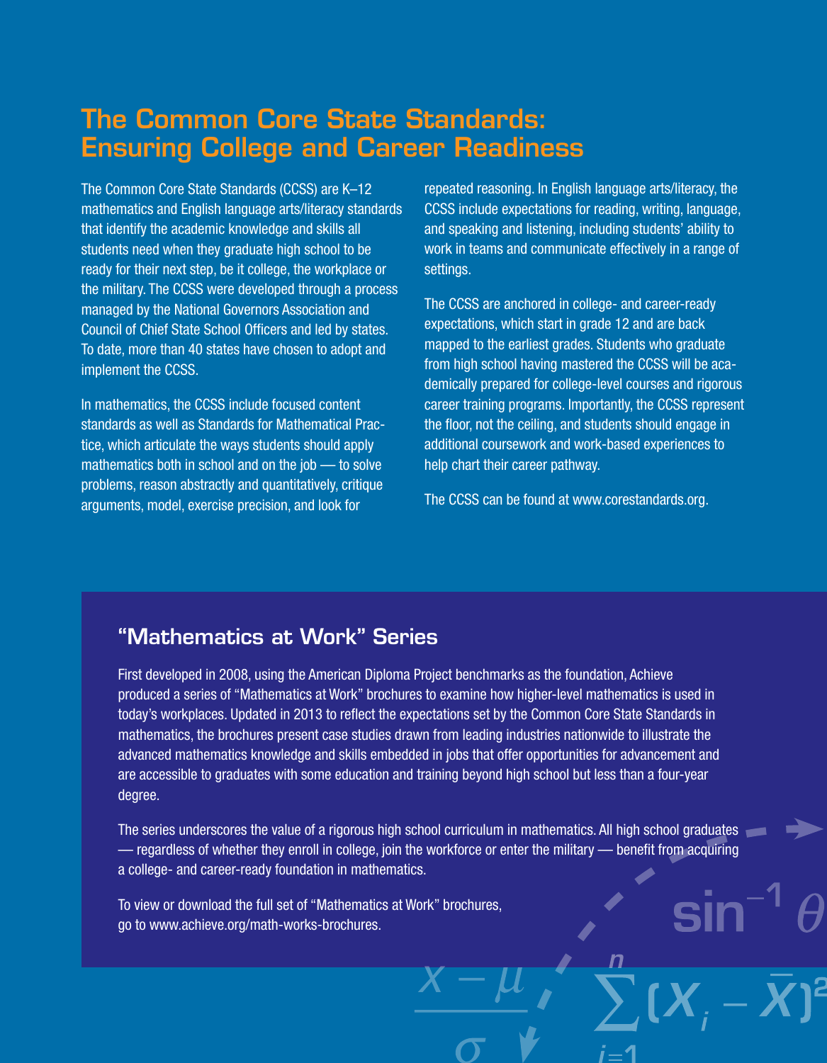# The Common Core State Standards: Ensuring College and Career Readiness

The Common Core State Standards (CCSS) are K–12 mathematics and English language arts/literacy standards that identify the academic knowledge and skills all students need when they graduate high school to be ready for their next step, be it college, the workplace or the military. The CCSS were developed through a process managed by the National Governors Association and Council of Chief State School Officers and led by states. To date, more than 40 states have chosen to adopt and implement the CCSS.

In mathematics, the CCSS include focused content standards as well as Standards for Mathematical Practice, which articulate the ways students should apply mathematics both in school and on the job — to solve problems, reason abstractly and quantitatively, critique arguments, model, exercise precision, and look for repeated reasoning. In English language arts/literacy, the CCSS include expectations for reading, writing, language, and speaking and listening, including students' ability to work in teams and communicate effectively in a range of settings.

The CCSS are anchored in college- and career-ready expectations, which start in grade 12 and are back mapped to the earliest grades. Students who graduate from high school having mastered the CCSS will be academically prepared for college-level courses and rigorous career training programs. Importantly, the CCSS represent the floor, not the ceiling, and students should engage in additional coursework and work-based experiences to help chart their career pathway.

The CCSS can be found at www.corestandards.org.

## "Mathematics at Work" Series

First developed in 2008, using the American Diploma Project benchmarks as the foundation, Achieve produced a series of "Mathematics at Work" brochures to examine how higher-level mathematics is used in today's workplaces. Updated in 2013 to reflect the expectations set by the Common Core State Standards in mathematics, the brochures present case studies drawn from leading industries nationwide to illustrate the advanced mathematics knowledge and skills embedded in jobs that offer opportunities for advancement and are accessible to graduates with some education and training beyond high school but less than a four-year degree.

The series underscores the value of a rigorous high school curriculum in mathematics. All high school graduates — regardless of whether they enroll in college, join the workforce or enter the military — benefit from acquiring a college- and career-ready foundation in mathematics.

To view or download the full set of "Mathematics at Work" brochures, go to www.achieve.org/math-works-brochures.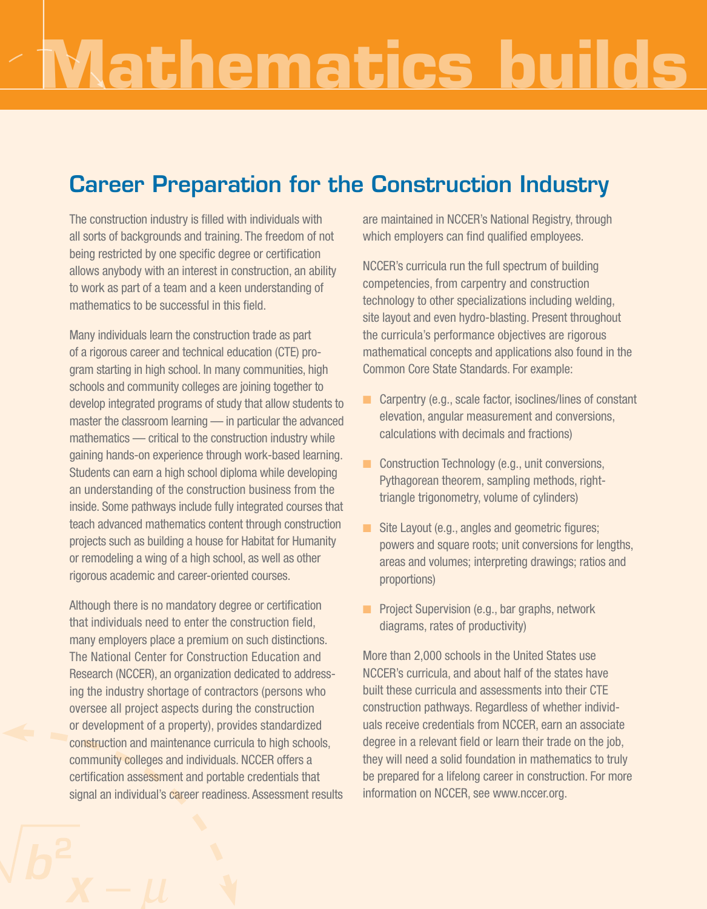# Mathematics builds

## Career Preparation for the Construction Industry

The construction industry is filled with individuals with all sorts of backgrounds and training. The freedom of not being restricted by one specific degree or certification allows anybody with an interest in construction, an ability to work as part of a team and a keen understanding of mathematics to be successful in this field.

Many individuals learn the construction trade as part of a rigorous career and technical education (CTE) program starting in high school. In many communities, high schools and community colleges are joining together to develop integrated programs of study that allow students to master the classroom learning — in particular the advanced mathematics — critical to the construction industry while gaining hands-on experience through work-based learning. Students can earn a high school diploma while developing an understanding of the construction business from the inside. Some pathways include fully integrated courses that teach advanced mathematics content through construction projects such as building a house for Habitat for Humanity or remodeling a wing of a high school, as well as other rigorous academic and career-oriented courses.

Although there is no mandatory degree or certification that individuals need to enter the construction field, many employers place a premium on such distinctions. The National Center for Construction Education and Research (NCCER), an organization dedicated to addressing the industry shortage of contractors (persons who oversee all project aspects during the construction or development of a property), provides standardized construction and maintenance curricula to high schools, community colleges and individuals. NCCER offers a certification assessment and portable credentials that signal an individual's career readiness. Assessment results are maintained in NCCER's National Registry, through which employers can find qualified employees.

NCCER's curricula run the full spectrum of building competencies, from carpentry and construction technology to other specializations including welding, site layout and even hydro-blasting. Present throughout the curricula's performance objectives are rigorous mathematical concepts and applications also found in the Common Core State Standards. For example:

- Carpentry (e.g., scale factor, isoclines/lines of constant elevation, angular measurement and conversions, calculations with decimals and fractions)
- Construction Technology (e.g., unit conversions, Pythagorean theorem, sampling methods, right-triangle trigonometry, volume of cylinders)
- Site Layout (e.g., angles and geometric figures; powers and square roots; unit conversions for lengths, areas and volumes; interpreting drawings; ratios and proportions)
- Project Supervision (e.g., bar graphs, network diagrams, rates of productivity)

More than 2,000 schools in the United States use NCCER's curricula, and about half of the states have built these curricula and assessments into their CTE construction pathways. Regardless of whether individuals receive credentials from NCCER, earn an associate degree in a relevant field or learn their trade on the job, they will need a solid foundation in mathematics to truly be prepared for a lifelong career in construction. For more information on NCCER, see www.nccer.org.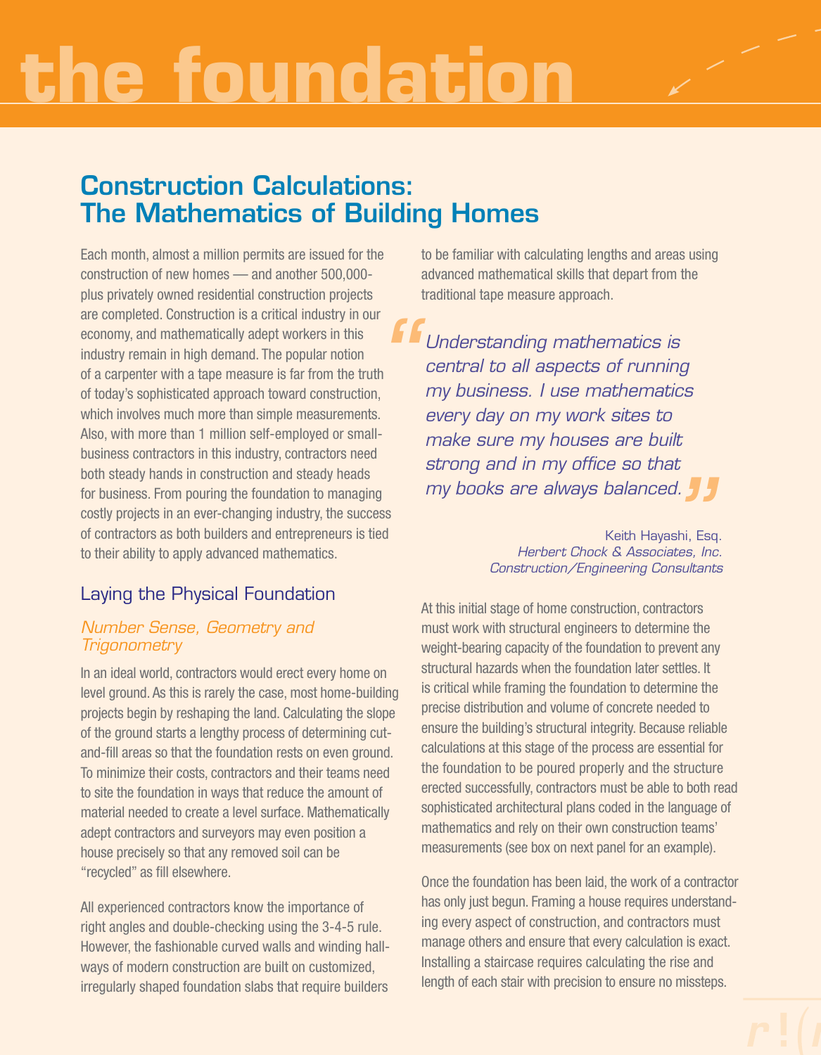# the foundation

## Construction Calculations: The Mathematics of Building Homes

Each month, almost a million permits are issued for the construction of new homes — and another 500,000-plus privately owned residential construction projects are completed. Construction is a critical industry in our economy, and mathematically adept workers in this industry remain in high demand. The popular notion of a carpenter with a tape measure is far from the truth of today's sophisticated approach toward construction, which involves much more than simple measurements. Also, with more than 1 million self-employed or small-business contractors in this industry, contractors need both steady hands in construction and steady heads for business. From pouring the foundation to managing costly projects in an ever-changing industry, the success of contractors as both builders and entrepreneurs is tied to their ability to apply advanced mathematics.

### Laying the Physical Foundation

#### *Number Sense, Geometry and Trigonometry*

In an ideal world, contractors would erect every home on level ground. As this is rarely the case, most home-building projects begin by reshaping the land. Calculating the slope of the ground starts a lengthy process of determining cut-and-fill areas so that the foundation rests on even ground. To minimize their costs, contractors and their teams need to site the foundation in ways that reduce the amount of material needed to create a level surface. Mathematically adept contractors and surveyors may even position a house precisely so that any removed soil can be "recycled" as fill elsewhere.

All experienced contractors know the importance of right angles and double-checking using the 3-4-5 rule. However, the fashionable curved walls and winding hallways of modern construction are built on customized, irregularly shaped foundation slabs that require builders to be familiar with calculating lengths and areas using advanced mathematical skills that depart from the traditional tape measure approach.

> *"Understanding mathematics is central to all aspects of running my business. I use mathematics every day on my work sites to make sure my houses are built strong and in my office so that my books are always balanced."*
>
> Keith Hayashi, Esq.
> *Herbert Chock & Associates, Inc.*
> *Construction/Engineering Consultants*

At this initial stage of home construction, contractors must work with structural engineers to determine the weight-bearing capacity of the foundation to prevent any structural hazards when the foundation later settles. It is critical while framing the foundation to determine the precise distribution and volume of concrete needed to ensure the building's structural integrity. Because reliable calculations at this stage of the process are essential for the foundation to be poured properly and the structure erected successfully, contractors must be able to both read sophisticated architectural plans coded in the language of mathematics and rely on their own construction teams' measurements (see box on next panel for an example).

Once the foundation has been laid, the work of a contractor has only just begun. Framing a house requires understanding every aspect of construction, and contractors must manage others and ensure that every calculation is exact. Installing a staircase requires calculating the rise and length of each stair with precision to ensure no missteps.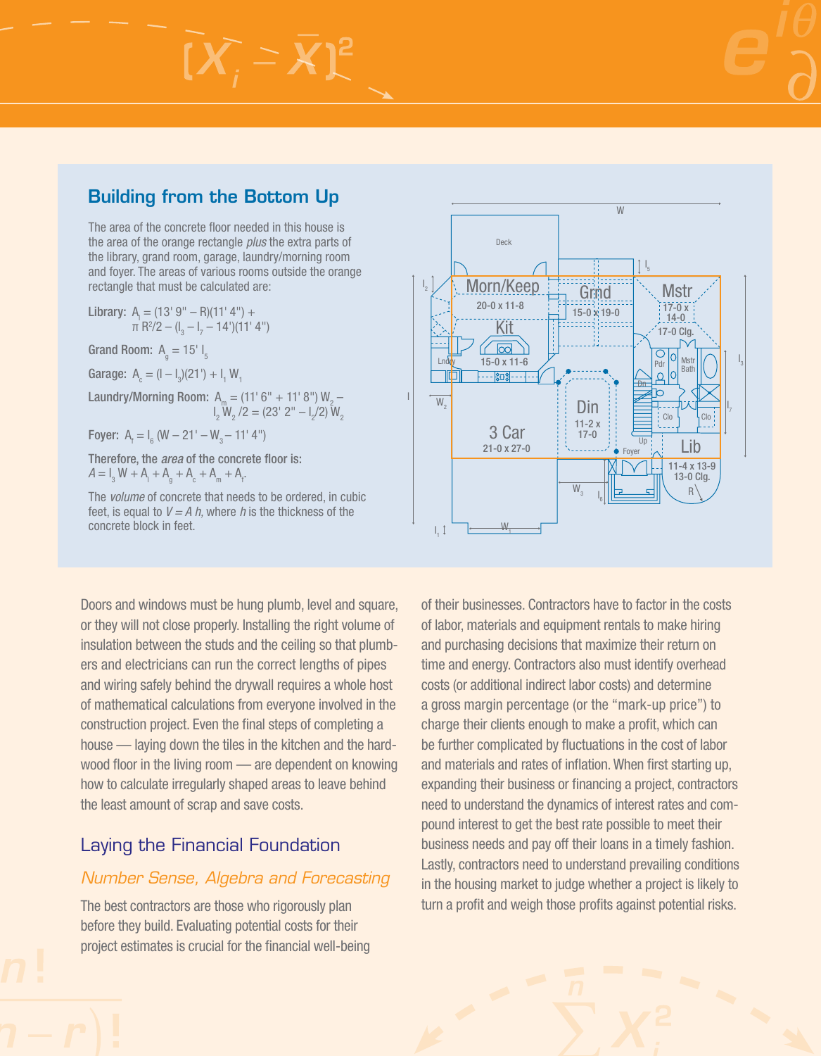## Building from the Bottom Up

The area of the concrete floor needed in this house is the area of the orange rectangle *plus* the extra parts of the library, grand room, garage, laundry/morning room and foyer. The areas of various rooms outside the orange rectangle that must be calculated are:

**Library:** $A_l = (13'\,9'' - R)(11'\,4'') + \pi R^2/2 - (l_3 - l_7 - 14')(11'\,4'')$

**Grand Room:** $A_g = 15'\,l_5$

**Garage:** $A_c = (l - l_3)(21') + l_1 W_1$

**Laundry/Morning Room:** $A_m = (11'\,6'' + 11'\,8'')\,W_2 - l_2 W_2/2 = (23'\,2'' - l_2/2)\,W_2$

**Foyer:** $A_f = l_6\,(W - 21' - W_3 - 11'\,4'')$

**Therefore, the *area* of the concrete floor is:**
$A = l_3 W + A_l + A_g + A_c + A_m + A_f.$

The *volume* of concrete that needs to be ordered, in cubic feet, is equal to $V = A\,h$, where $h$ is the thickness of the concrete block in feet.

Doors and windows must be hung plumb, level and square, or they will not close properly. Installing the right volume of insulation between the studs and the ceiling so that plumbers and electricians can run the correct lengths of pipes and wiring safely behind the drywall requires a whole host of mathematical calculations from everyone involved in the construction project. Even the final steps of completing a house — laying down the tiles in the kitchen and the hardwood floor in the living room — are dependent on knowing how to calculate irregularly shaped areas to leave behind the least amount of scrap and save costs.

## Laying the Financial Foundation

### *Number Sense, Algebra and Forecasting*

The best contractors are those who rigorously plan before they build. Evaluating potential costs for their project estimates is crucial for the financial well-being of their businesses. Contractors have to factor in the costs of labor, materials and equipment rentals to make hiring and purchasing decisions that maximize their return on time and energy. Contractors also must identify overhead costs (or additional indirect labor costs) and determine a gross margin percentage (or the "mark-up price") to charge their clients enough to make a profit, which can be further complicated by fluctuations in the cost of labor and materials and rates of inflation. When first starting up, expanding their business or financing a project, contractors need to understand the dynamics of interest rates and compound interest to get the best rate possible to meet their business needs and pay off their loans in a timely fashion. Lastly, contractors need to understand prevailing conditions in the housing market to judge whether a project is likely to turn a profit and weigh those profits against potential risks.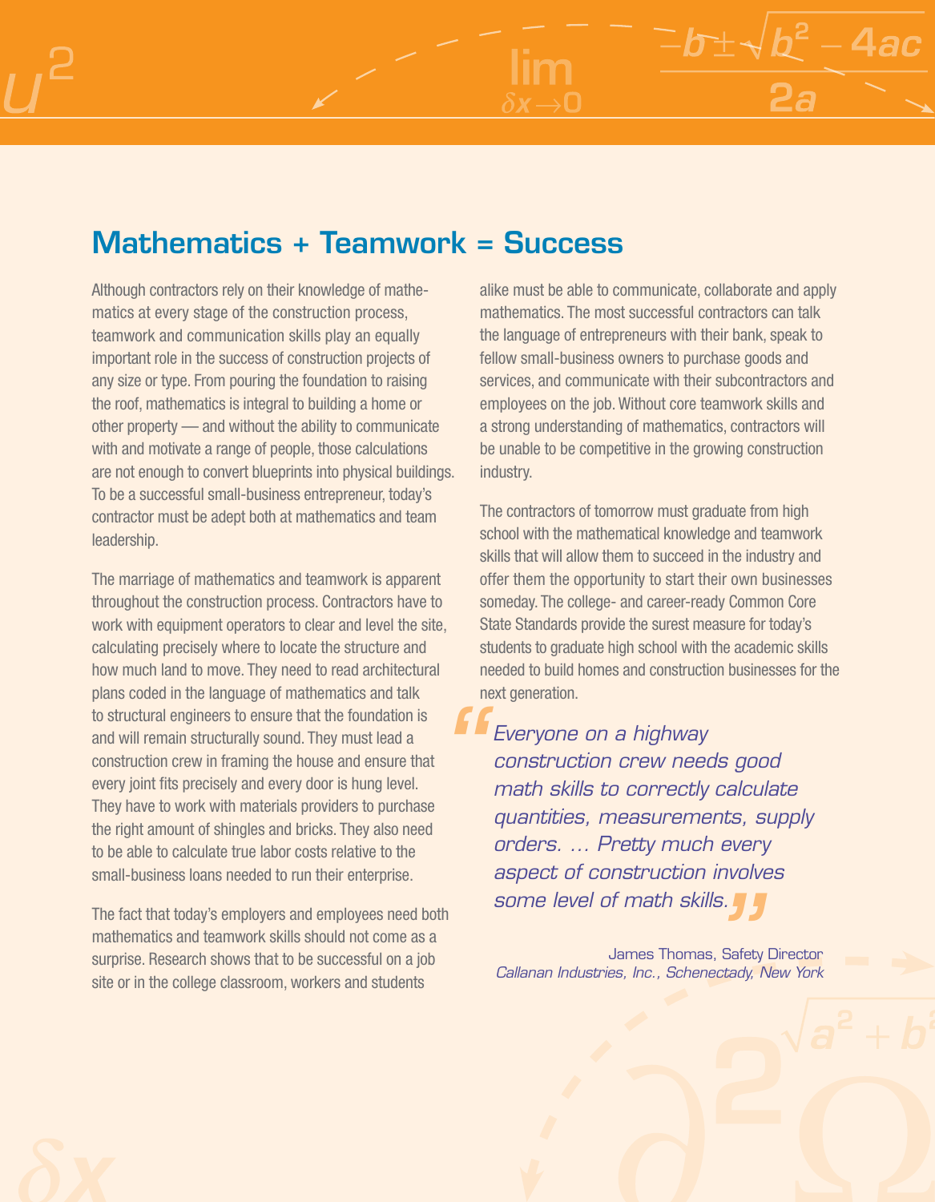## Mathematics + Teamwork = Success

Although contractors rely on their knowledge of mathematics at every stage of the construction process, teamwork and communication skills play an equally important role in the success of construction projects of any size or type. From pouring the foundation to raising the roof, mathematics is integral to building a home or other property — and without the ability to communicate with and motivate a range of people, those calculations are not enough to convert blueprints into physical buildings. To be a successful small-business entrepreneur, today's contractor must be adept both at mathematics and team leadership.

The marriage of mathematics and teamwork is apparent throughout the construction process. Contractors have to work with equipment operators to clear and level the site, calculating precisely where to locate the structure and how much land to move. They need to read architectural plans coded in the language of mathematics and talk to structural engineers to ensure that the foundation is and will remain structurally sound. They must lead a construction crew in framing the house and ensure that every joint fits precisely and every door is hung level. They have to work with materials providers to purchase the right amount of shingles and bricks. They also need to be able to calculate true labor costs relative to the small-business loans needed to run their enterprise.

The fact that today's employers and employees need both mathematics and teamwork skills should not come as a surprise. Research shows that to be successful on a job site or in the college classroom, workers and students alike must be able to communicate, collaborate and apply mathematics. The most successful contractors can talk the language of entrepreneurs with their bank, speak to fellow small-business owners to purchase goods and services, and communicate with their subcontractors and employees on the job. Without core teamwork skills and a strong understanding of mathematics, contractors will be unable to be competitive in the growing construction industry.

The contractors of tomorrow must graduate from high school with the mathematical knowledge and teamwork skills that will allow them to succeed in the industry and offer them the opportunity to start their own businesses someday. The college- and career-ready Common Core State Standards provide the surest measure for today's students to graduate high school with the academic skills needed to build homes and construction businesses for the next generation.

> *"Everyone on a highway construction crew needs good math skills to correctly calculate quantities, measurements, supply orders. … Pretty much every aspect of construction involves some level of math skills."*
>
> James Thomas, Safety Director
> *Callanan Industries, Inc., Schenectady, New York*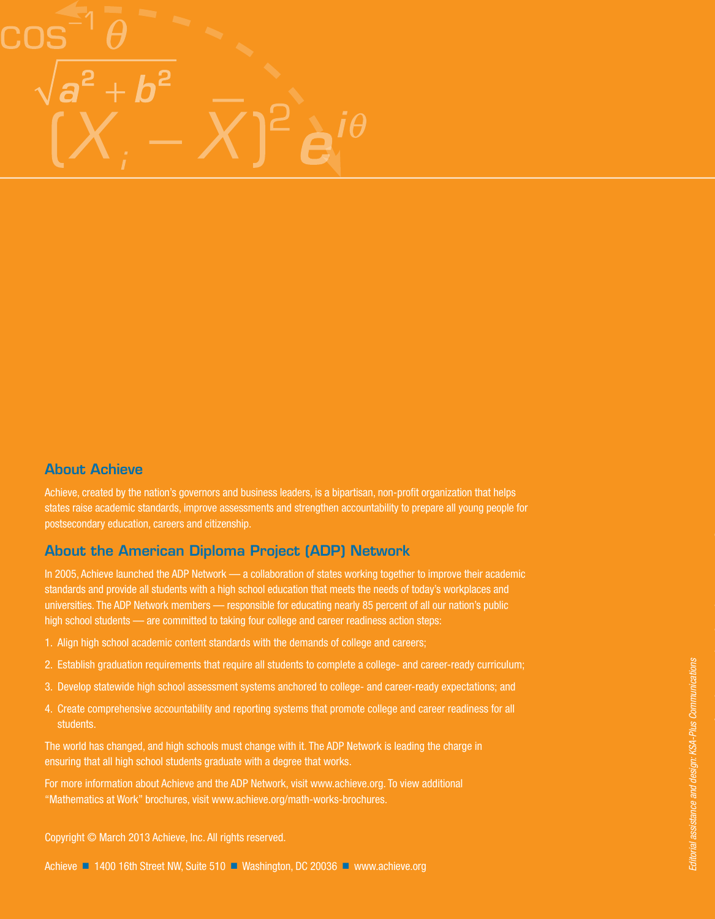## About Achieve

Achieve, created by the nation's governors and business leaders, is a bipartisan, non-profit organization that helps states raise academic standards, improve assessments and strengthen accountability to prepare all young people for postsecondary education, careers and citizenship.

## About the American Diploma Project (ADP) Network

In 2005, Achieve launched the ADP Network — a collaboration of states working together to improve their academic standards and provide all students with a high school education that meets the needs of today's workplaces and universities. The ADP Network members — responsible for educating nearly 85 percent of all our nation's public high school students — are committed to taking four college and career readiness action steps:

1. Align high school academic content standards with the demands of college and careers;
2. Establish graduation requirements that require all students to complete a college- and career-ready curriculum;
3. Develop statewide high school assessment systems anchored to college- and career-ready expectations; and
4. Create comprehensive accountability and reporting systems that promote college and career readiness for all students.

The world has changed, and high schools must change with it. The ADP Network is leading the charge in ensuring that all high school students graduate with a degree that works.

For more information about Achieve and the ADP Network, visit www.achieve.org. To view additional "Mathematics at Work" brochures, visit www.achieve.org/math-works-brochures.

Copyright © March 2013 Achieve, Inc. All rights reserved.

Achieve ■ 1400 16th Street NW, Suite 510 ■ Washington, DC 20036 ■ www.achieve.org

*Editorial assistance and design: KSA-Plus Communications*